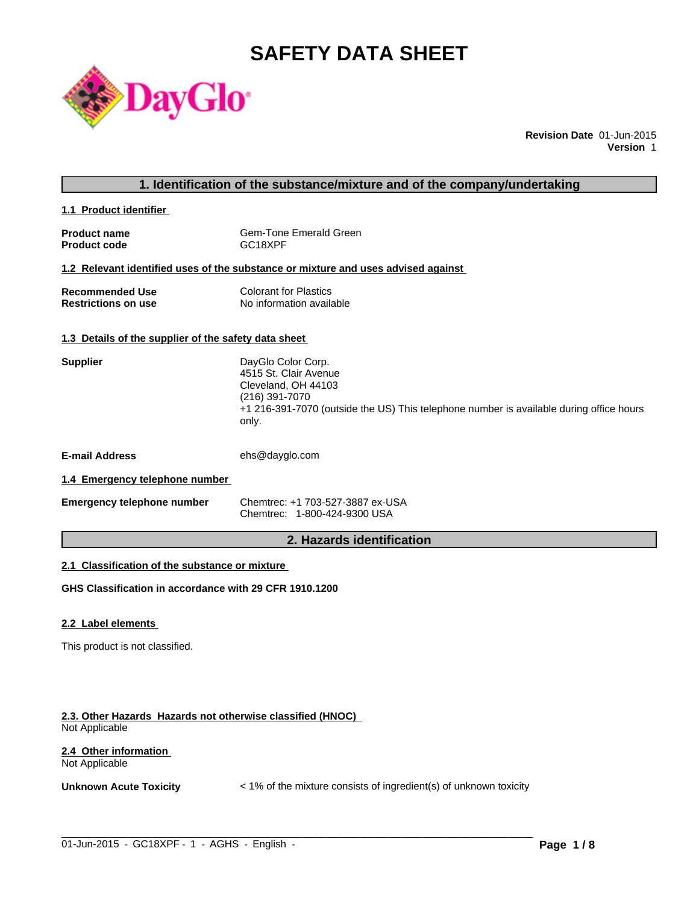# SAFETY DATA SHEET

**Revision Date** 01-Jun-2015
**Version** 1

## 1. Identification of the substance/mixture and of the company/undertaking

### 1.1 Product identifier

| | |
|---|---|
| **Product name** | Gem-Tone Emerald Green |
| **Product code** | GC18XPF |

### 1.2 Relevant identified uses of the substance or mixture and uses advised against

| | |
|---|---|
| **Recommended Use** | Colorant for Plastics |
| **Restrictions on use** | No information available |

### 1.3 Details of the supplier of the safety data sheet

**Supplier**

DayGlo Color Corp.
4515 St. Clair Avenue
Cleveland, OH 44103
(216) 391-7070
+1 216-391-7070 (outside the US) This telephone number is available during office hours only.

**E-mail Address** ehs@dayglo.com

### 1.4 Emergency telephone number

**Emergency telephone number**

Chemtrec: +1 703-527-3887 ex-USA
Chemtrec: 1-800-424-9300 USA

## 2. Hazards identification

### 2.1 Classification of the substance or mixture

**GHS Classification in accordance with 29 CFR 1910.1200**

### 2.2 Label elements

This product is not classified.

### 2.3. Other Hazards Hazards not otherwise classified (HNOC)

Not Applicable

### 2.4 Other information

Not Applicable

**Unknown Acute Toxicity** < 1% of the mixture consists of ingredient(s) of unknown toxicity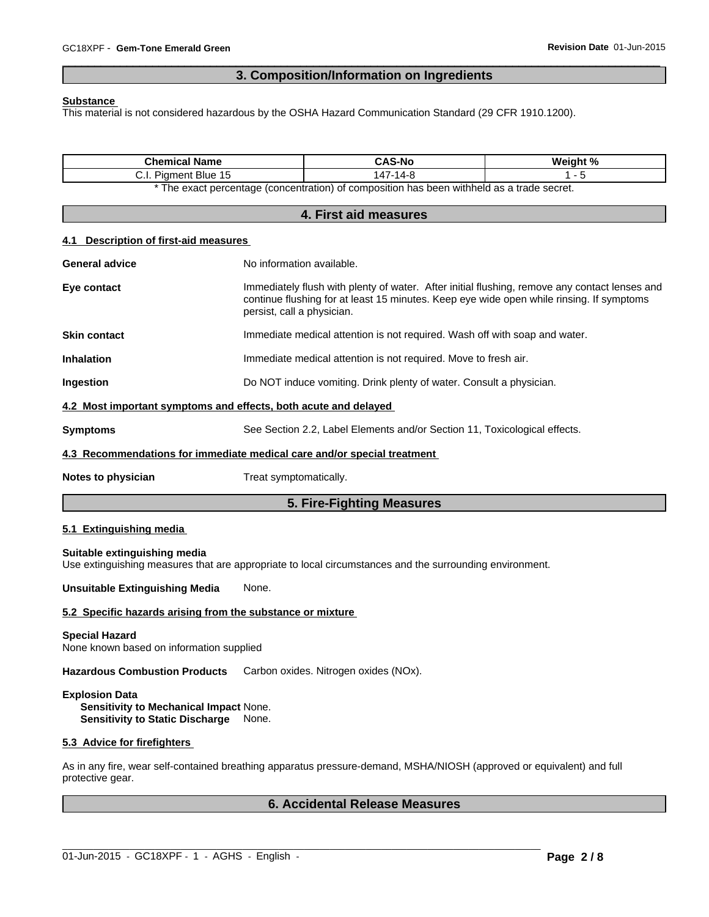## 3. Composition/Information on Ingredients

**Substance**
This material is not considered hazardous by the OSHA Hazard Communication Standard (29 CFR 1910.1200).

| Chemical Name | CAS-No | Weight % |
|---|---|---|
| C.I. Pigment Blue 15 | 147-14-8 | 1 - 5 |

* The exact percentage (concentration) of composition has been withheld as a trade secret.

## 4. First aid measures

### 4.1 Description of first-aid measures

**General advice** No information available.

**Eye contact** Immediately flush with plenty of water. After initial flushing, remove any contact lenses and continue flushing for at least 15 minutes. Keep eye wide open while rinsing. If symptoms persist, call a physician.

**Skin contact** Immediate medical attention is not required. Wash off with soap and water.

**Inhalation** Immediate medical attention is not required. Move to fresh air.

**Ingestion** Do NOT induce vomiting. Drink plenty of water. Consult a physician.

### 4.2 Most important symptoms and effects, both acute and delayed

**Symptoms** See Section 2.2, Label Elements and/or Section 11, Toxicological effects.

### 4.3 Recommendations for immediate medical care and/or special treatment

**Notes to physician** Treat symptomatically.

## 5. Fire-Fighting Measures

### 5.1 Extinguishing media

**Suitable extinguishing media**
Use extinguishing measures that are appropriate to local circumstances and the surrounding environment.

**Unsuitable Extinguishing Media** None.

### 5.2 Specific hazards arising from the substance or mixture

**Special Hazard**
None known based on information supplied

**Hazardous Combustion Products** Carbon oxides. Nitrogen oxides (NOx).

**Explosion Data**
**Sensitivity to Mechanical Impact** None.
**Sensitivity to Static Discharge** None.

### 5.3 Advice for firefighters

As in any fire, wear self-contained breathing apparatus pressure-demand, MSHA/NIOSH (approved or equivalent) and full protective gear.

## 6. Accidental Release Measures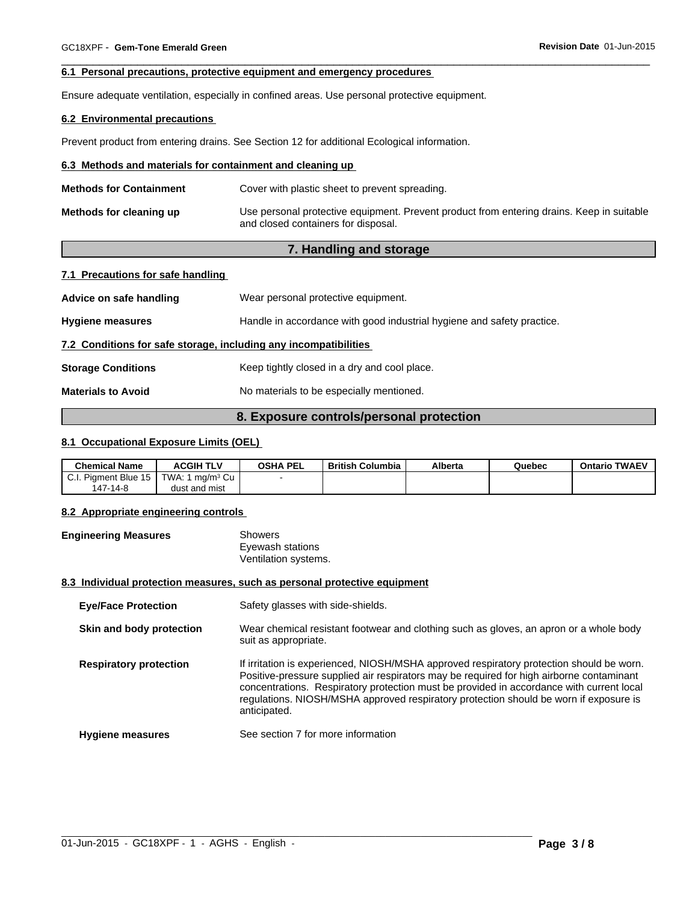### 6.1 Personal precautions, protective equipment and emergency procedures

Ensure adequate ventilation, especially in confined areas. Use personal protective equipment.

### 6.2 Environmental precautions

Prevent product from entering drains. See Section 12 for additional Ecological information.

### 6.3 Methods and materials for containment and cleaning up

**Methods for Containment** Cover with plastic sheet to prevent spreading.

**Methods for cleaning up** Use personal protective equipment. Prevent product from entering drains. Keep in suitable and closed containers for disposal.

## 7. Handling and storage

### 7.1 Precautions for safe handling

**Advice on safe handling** Wear personal protective equipment.

**Hygiene measures** Handle in accordance with good industrial hygiene and safety practice.

### 7.2 Conditions for safe storage, including any incompatibilities

**Storage Conditions** Keep tightly closed in a dry and cool place.

**Materials to Avoid** No materials to be especially mentioned.

## 8. Exposure controls/personal protection

### 8.1 Occupational Exposure Limits (OEL)

| Chemical Name | ACGIH TLV | OSHA PEL | British Columbia | Alberta | Quebec | Ontario TWAEV |
|---|---|---|---|---|---|---|
| C.I. Pigment Blue 15 147-14-8 | TWA: 1 mg/m³ Cu dust and mist | - | | | | |

### 8.2 Appropriate engineering controls

**Engineering Measures** Showers
Eyewash stations
Ventilation systems.

### 8.3 Individual protection measures, such as personal protective equipment

**Eye/Face Protection** Safety glasses with side-shields.

**Skin and body protection** Wear chemical resistant footwear and clothing such as gloves, an apron or a whole body suit as appropriate.

**Respiratory protection** If irritation is experienced, NIOSH/MSHA approved respiratory protection should be worn. Positive-pressure supplied air respirators may be required for high airborne contaminant concentrations. Respiratory protection must be provided in accordance with current local regulations. NIOSH/MSHA approved respiratory protection should be worn if exposure is anticipated.

**Hygiene measures** See section 7 for more information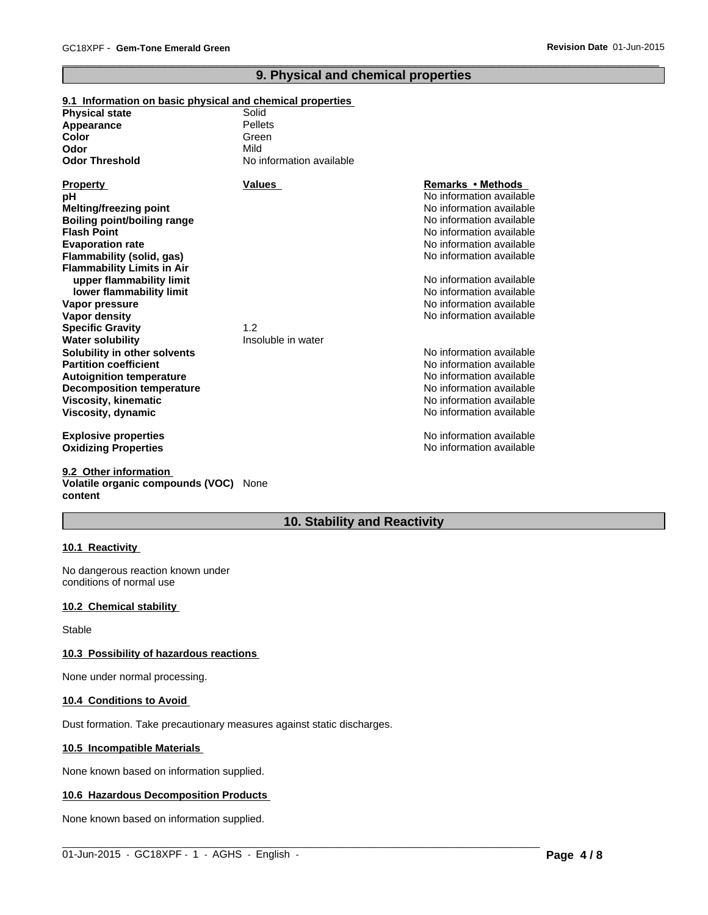## 9. Physical and chemical properties

### 9.1 Information on basic physical and chemical properties

| | |
|---|---|
| **Physical state** | Solid |
| **Appearance** | Pellets |
| **Color** | Green |
| **Odor** | Mild |
| **Odor Threshold** | No information available |

| Property | Values | Remarks • Methods |
|---|---|---|
| **pH** | | No information available |
| **Melting/freezing point** | | No information available |
| **Boiling point/boiling range** | | No information available |
| **Flash Point** | | No information available |
| **Evaporation rate** | | No information available |
| **Flammability (solid, gas)** | | No information available |
| **Flammability Limits in Air** | | |
| **upper flammability limit** | | No information available |
| **lower flammability limit** | | No information available |
| **Vapor pressure** | | No information available |
| **Vapor density** | | No information available |
| **Specific Gravity** | 1.2 | |
| **Water solubility** | Insoluble in water | |
| **Solubility in other solvents** | | No information available |
| **Partition coefficient** | | No information available |
| **Autoignition temperature** | | No information available |
| **Decomposition temperature** | | No information available |
| **Viscosity, kinematic** | | No information available |
| **Viscosity, dynamic** | | No information available |
| **Explosive properties** | | No information available |
| **Oxidizing Properties** | | No information available |

### 9.2 Other information

**Volatile organic compounds (VOC) content** None

## 10. Stability and Reactivity

### 10.1 Reactivity

No dangerous reaction known under conditions of normal use

### 10.2 Chemical stability

Stable

### 10.3 Possibility of hazardous reactions

None under normal processing.

### 10.4 Conditions to Avoid

Dust formation. Take precautionary measures against static discharges.

### 10.5 Incompatible Materials

None known based on information supplied.

### 10.6 Hazardous Decomposition Products

None known based on information supplied.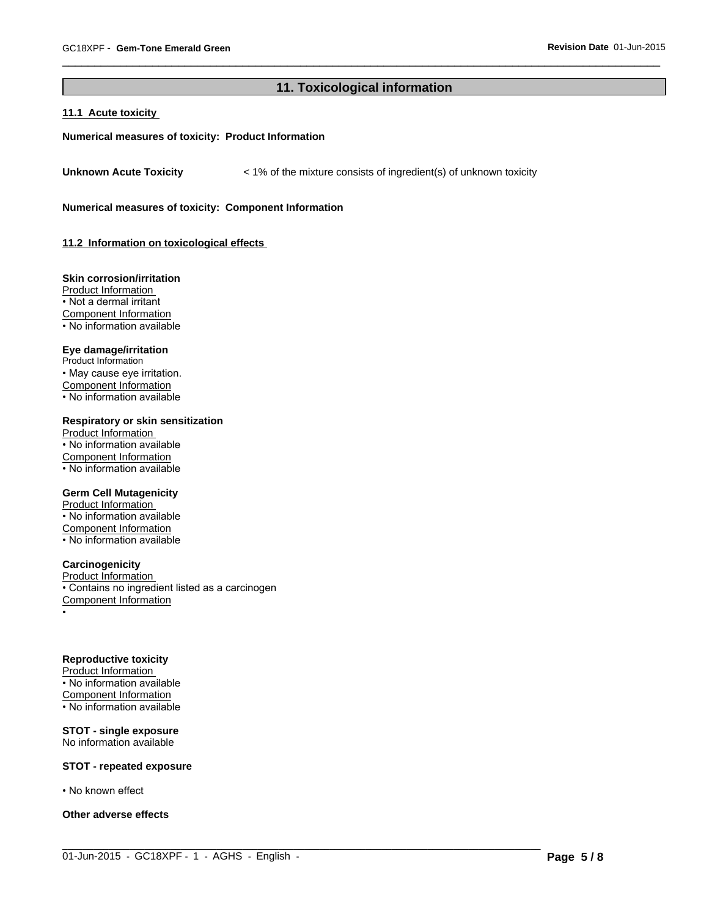## 11. Toxicological information

### 11.1 Acute toxicity

**Numerical measures of toxicity: Product Information**

**Unknown Acute Toxicity** < 1% of the mixture consists of ingredient(s) of unknown toxicity

**Numerical measures of toxicity: Component Information**

### 11.2 Information on toxicological effects

**Skin corrosion/irritation**

Product Information

- Not a dermal irritant

Component Information

- No information available

**Eye damage/irritation**

Product Information

- May cause eye irritation.

Component Information

- No information available

**Respiratory or skin sensitization**

Product Information

- No information available

Component Information

- No information available

**Germ Cell Mutagenicity**

Product Information

- No information available

Component Information

- No information available

**Carcinogenicity**

Product Information

- Contains no ingredient listed as a carcinogen

Component Information

•

**Reproductive toxicity**

Product Information

- No information available

Component Information

- No information available

**STOT - single exposure**

No information available

**STOT - repeated exposure**

- No known effect

**Other adverse effects**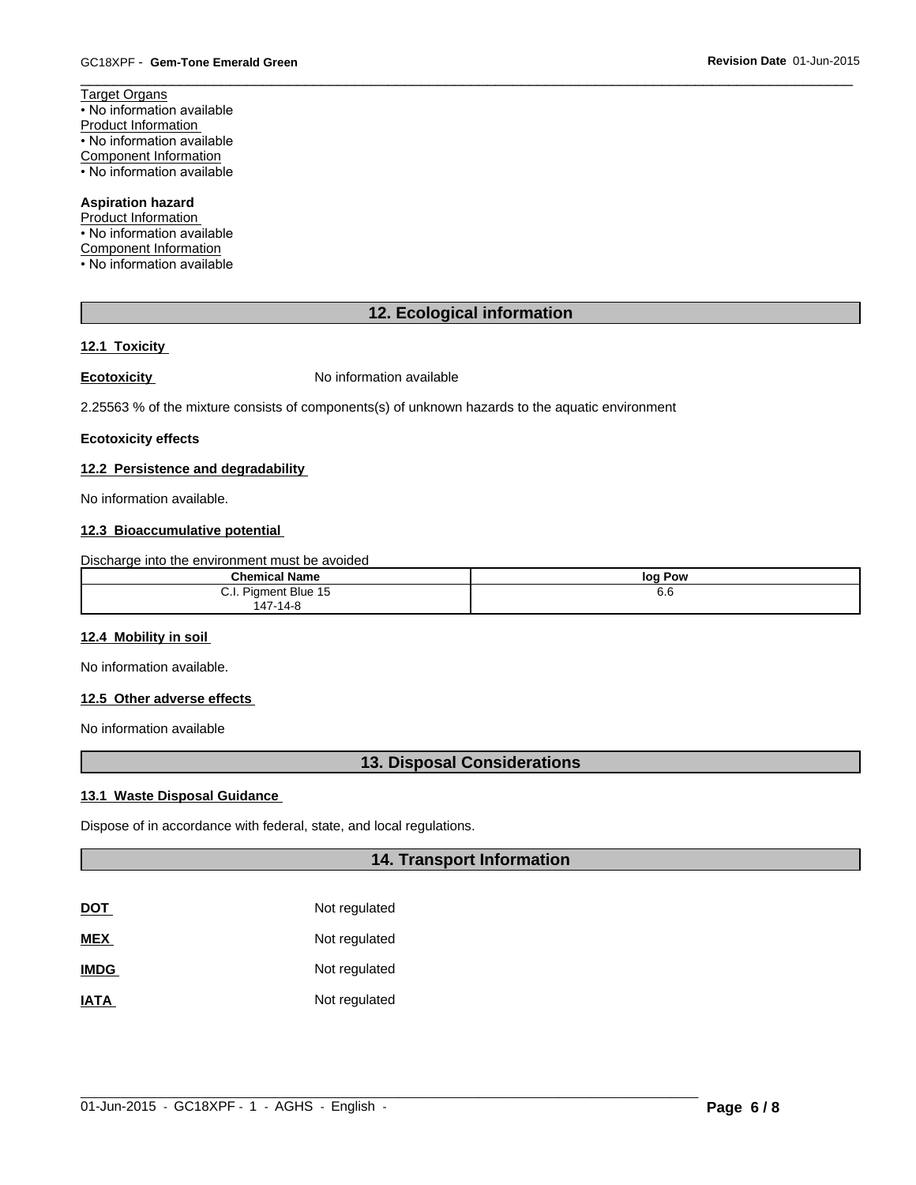Target Organs
• No information available
Product Information
• No information available
Component Information
• No information available

**Aspiration hazard**
Product Information
• No information available
Component Information
• No information available

## 12. Ecological information

### 12.1 Toxicity

**Ecotoxicity** No information available

2.25563 % of the mixture consists of components(s) of unknown hazards to the aquatic environment

**Ecotoxicity effects**

### 12.2 Persistence and degradability

No information available.

### 12.3 Bioaccumulative potential

Discharge into the environment must be avoided

| Chemical Name | log Pow |
|---|---|
| C.I. Pigment Blue 15<br>147-14-8 | 6.6 |

### 12.4 Mobility in soil

No information available.

### 12.5 Other adverse effects

No information available

## 13. Disposal Considerations

### 13.1 Waste Disposal Guidance

Dispose of in accordance with federal, state, and local regulations.

## 14. Transport Information

**DOT** Not regulated

**MEX** Not regulated

**IMDG** Not regulated

**IATA** Not regulated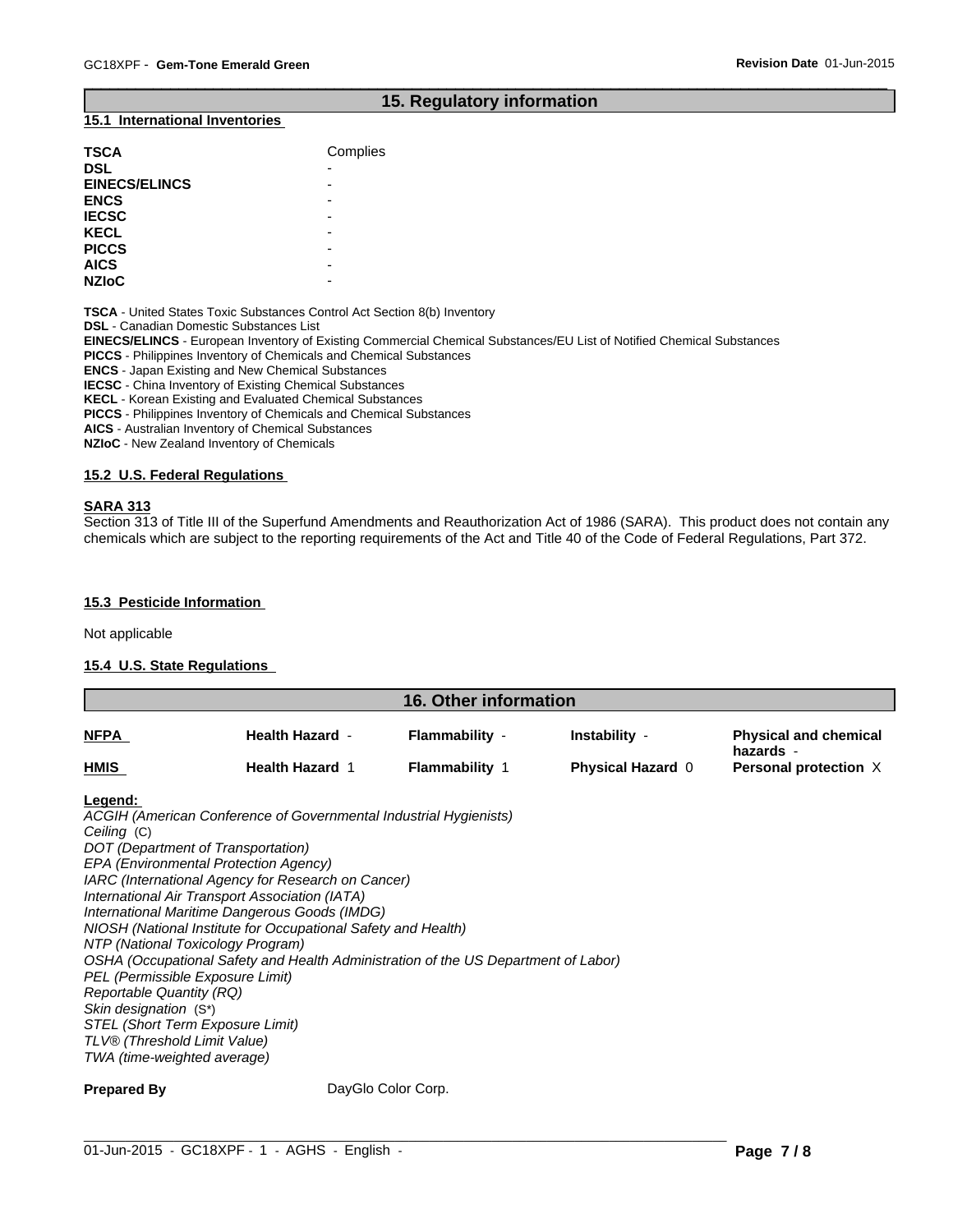## 15. Regulatory information

### 15.1 International Inventories

| | |
|---|---|
| **TSCA** | Complies |
| **DSL** | - |
| **EINECS/ELINCS** | - |
| **ENCS** | - |
| **IECSC** | - |
| **KECL** | - |
| **PICCS** | - |
| **AICS** | - |
| **NZIoC** | - |

**TSCA** - United States Toxic Substances Control Act Section 8(b) Inventory
**DSL** - Canadian Domestic Substances List
**EINECS/ELINCS** - European Inventory of Existing Commercial Chemical Substances/EU List of Notified Chemical Substances
**PICCS** - Philippines Inventory of Chemicals and Chemical Substances
**ENCS** - Japan Existing and New Chemical Substances
**IECSC** - China Inventory of Existing Chemical Substances
**KECL** - Korean Existing and Evaluated Chemical Substances
**PICCS** - Philippines Inventory of Chemicals and Chemical Substances
**AICS** - Australian Inventory of Chemical Substances
**NZIoC** - New Zealand Inventory of Chemicals

### 15.2 U.S. Federal Regulations

**SARA 313**

Section 313 of Title III of the Superfund Amendments and Reauthorization Act of 1986 (SARA). This product does not contain any chemicals which are subject to the reporting requirements of the Act and Title 40 of the Code of Federal Regulations, Part 372.

### 15.3 Pesticide Information

Not applicable

### 15.4 U.S. State Regulations

## 16. Other information

| | | | | |
|---|---|---|---|---|
| **NFPA** | **Health Hazard** - | **Flammability** - | **Instability** - | **Physical and chemical hazards** - |
| **HMIS** | **Health Hazard** 1 | **Flammability** 1 | **Physical Hazard** 0 | **Personal protection** X |

**Legend:**

*ACGIH (American Conference of Governmental Industrial Hygienists)*
*Ceiling* (C)
*DOT (Department of Transportation)*
*EPA (Environmental Protection Agency)*
*IARC (International Agency for Research on Cancer)*
*International Air Transport Association (IATA)*
*International Maritime Dangerous Goods (IMDG)*
*NIOSH (National Institute for Occupational Safety and Health)*
*NTP (National Toxicology Program)*
*OSHA (Occupational Safety and Health Administration of the US Department of Labor)*
*PEL (Permissible Exposure Limit)*
*Reportable Quantity (RQ)*
*Skin designation* (S*)
*STEL (Short Term Exposure Limit)*
*TLV® (Threshold Limit Value)*
*TWA (time-weighted average)*

**Prepared By** DayGlo Color Corp.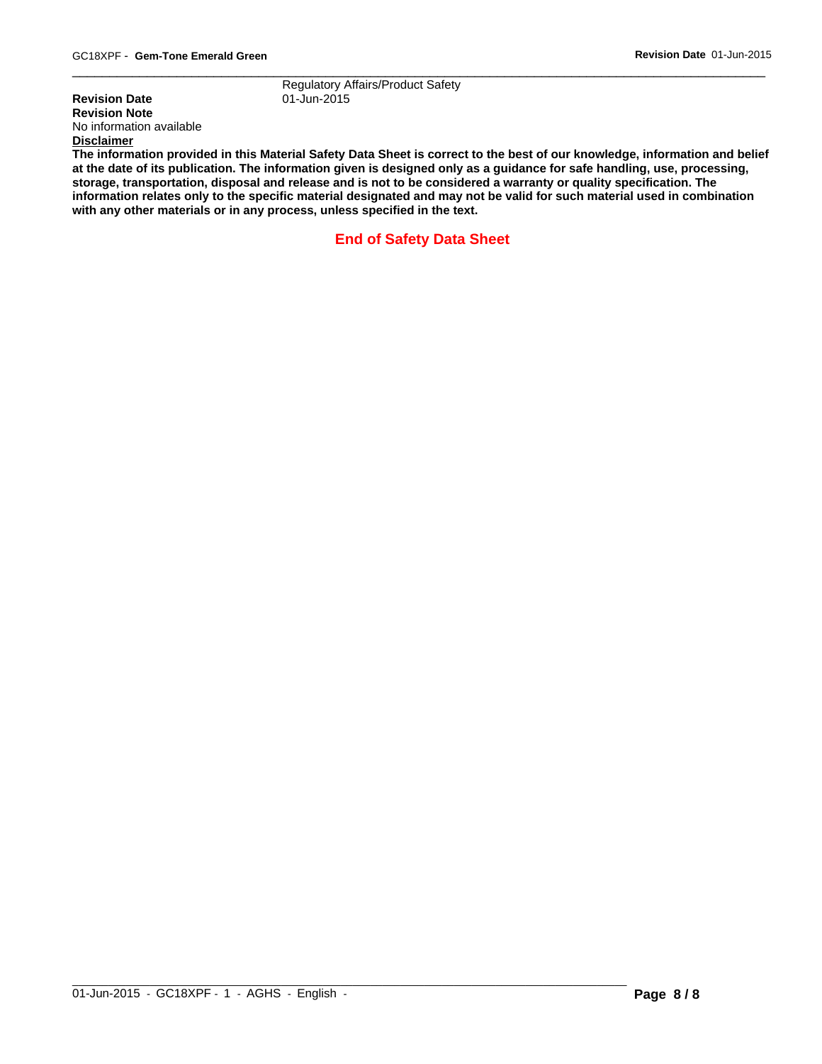Regulatory Affairs/Product Safety

**Revision Date** 01-Jun-2015

**Revision Note**

No information available

**Disclaimer**

**The information provided in this Material Safety Data Sheet is correct to the best of our knowledge, information and belief at the date of its publication. The information given is designed only as a guidance for safe handling, use, processing, storage, transportation, disposal and release and is not to be considered a warranty or quality specification. The information relates only to the specific material designated and may not be valid for such material used in combination with any other materials or in any process, unless specified in the text.**

**End of Safety Data Sheet**